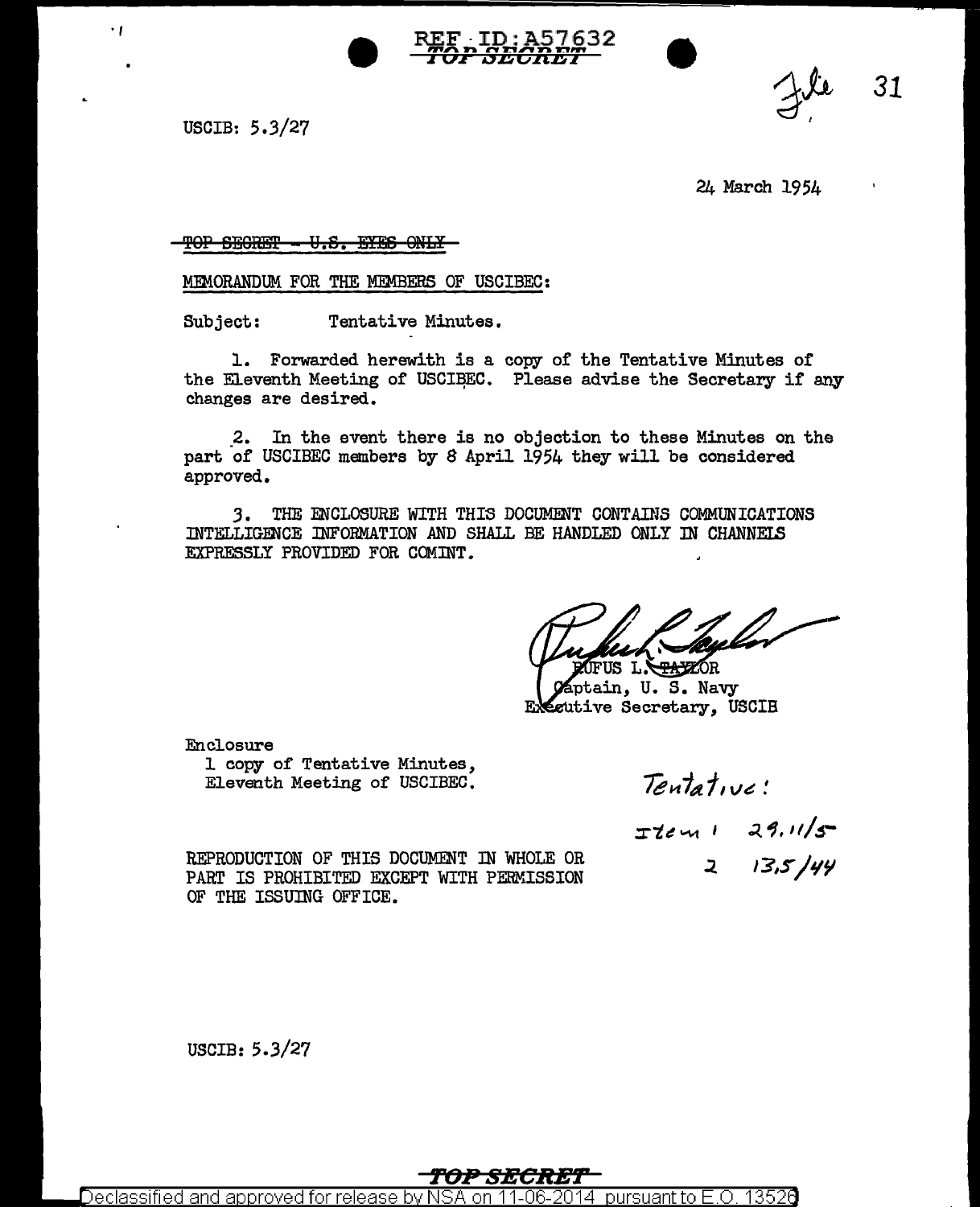REF ID:A57632
TOP SECRET

File 31

USCIB: 5.3/27

24 March 1954

~~TOP SECRET - U.S. EYES ONLY~~

MEMORANDUM FOR THE MEMBERS OF USCIBEC:

Subject: Tentative Minutes.

1. Forwarded herewith is a copy of the Tentative Minutes of the Eleventh Meeting of USCIBEC. Please advise the Secretary if any changes are desired.

2. In the event there is no objection to these Minutes on the part of USCIBEC members by 8 April 1954 they will be considered approved.

3. THE ENCLOSURE WITH THIS DOCUMENT CONTAINS COMMUNICATIONS INTELLIGENCE INFORMATION AND SHALL BE HANDLED ONLY IN CHANNELS EXPRESSLY PROVIDED FOR COMINT.

RUFUS L. TAYLOR
Captain, U. S. Navy
Executive Secretary, USCIB

Enclosure
1 copy of Tentative Minutes,
Eleventh Meeting of USCIBEC.

Tentative:

Item 1 29.11/5
2 13.5/44

REPRODUCTION OF THIS DOCUMENT IN WHOLE OR PART IS PROHIBITED EXCEPT WITH PERMISSION OF THE ISSUING OFFICE.

USCIB: 5.3/27

TOP SECRET

Declassified and approved for release by NSA on 11-06-2014 pursuant to E.O. 13526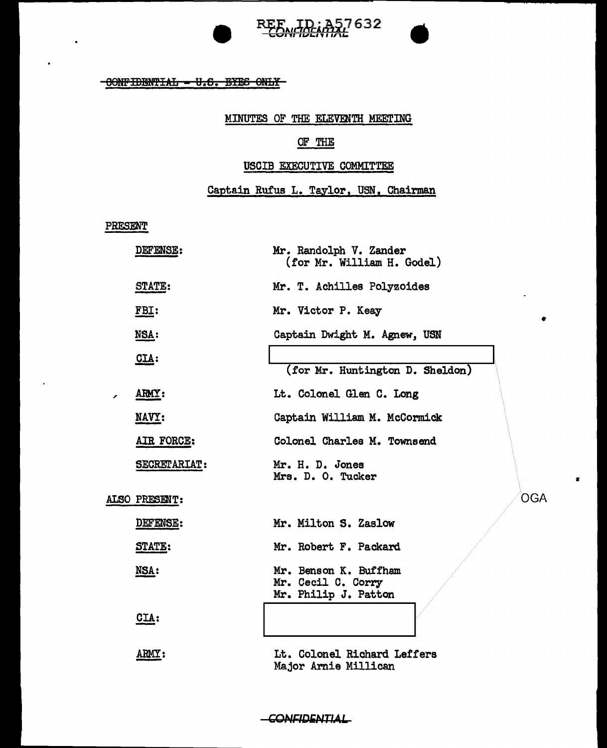REF ID:A57632
CONFIDENTIAL

~~CONFIDENTIAL - U.S. EYES ONLY~~

MINUTES OF THE ELEVENTH MEETING

OF THE

USCIB EXECUTIVE COMMITTEE

Captain Rufus L. Taylor, USN, Chairman

PRESENT

| | |
|---|---|
| DEFENSE: | Mr. Randolph V. Zander (for Mr. William H. Godel) |
| STATE: | Mr. T. Achilles Polyzoides |
| FBI: | Mr. Victor P. Keay |
| NSA: | Captain Dwight M. Agnew, USN |
| CIA: | [redacted] (for Mr. Huntington D. Sheldon) |
| ARMY: | Lt. Colonel Glen C. Long |
| NAVY: | Captain William M. McCormick |
| AIR FORCE: | Colonel Charles M. Townsend |
| SECRETARIAT: | Mr. H. D. Jones<br>Mrs. D. O. Tucker |

ALSO PRESENT:

| | |
|---|---|
| DEFENSE: | Mr. Milton S. Zaslow |
| STATE: | Mr. Robert F. Packard |
| NSA: | Mr. Benson K. Buffham<br>Mr. Cecil C. Corry<br>Mr. Philip J. Patton |
| CIA: | [redacted] |
| ARMY: | Lt. Colonel Richard Leffers<br>Major Arnie Millican |

OGA

CONFIDENTIAL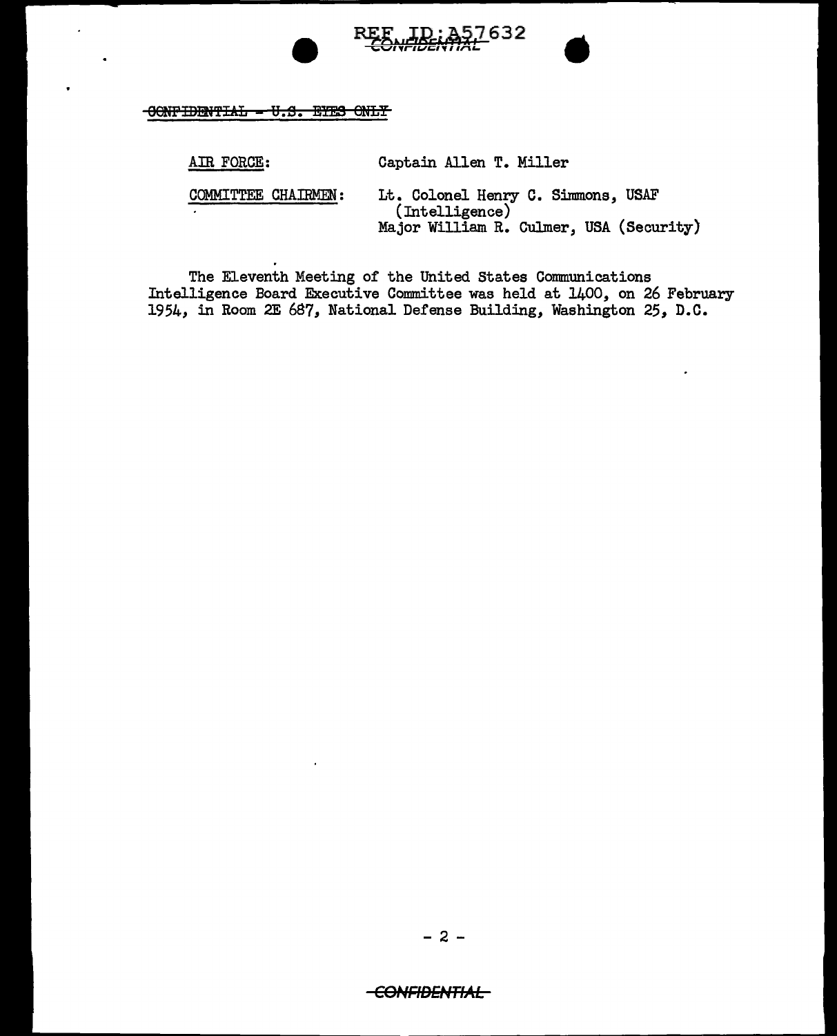~~CONFIDENTIAL - U.S. EYES ONLY~~

| | |
|---|---|
| AIR FORCE: | Captain Allen T. Miller |
| COMMITTEE CHAIRMEN: | Lt. Colonel Henry C. Simmons, USAF (Intelligence) |
| | Major William R. Culmer, USA (Security) |

The Eleventh Meeting of the United States Communications Intelligence Board Executive Committee was held at 1400, on 26 February 1954, in Room 2E 687, National Defense Building, Washington 25, D.C.